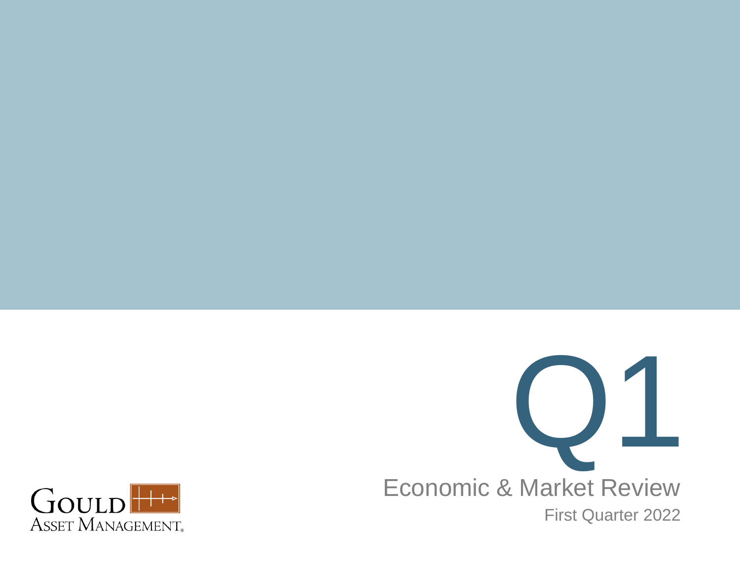# Q1

## Economic & Market Review

First Quarter 2022

Gould Asset Management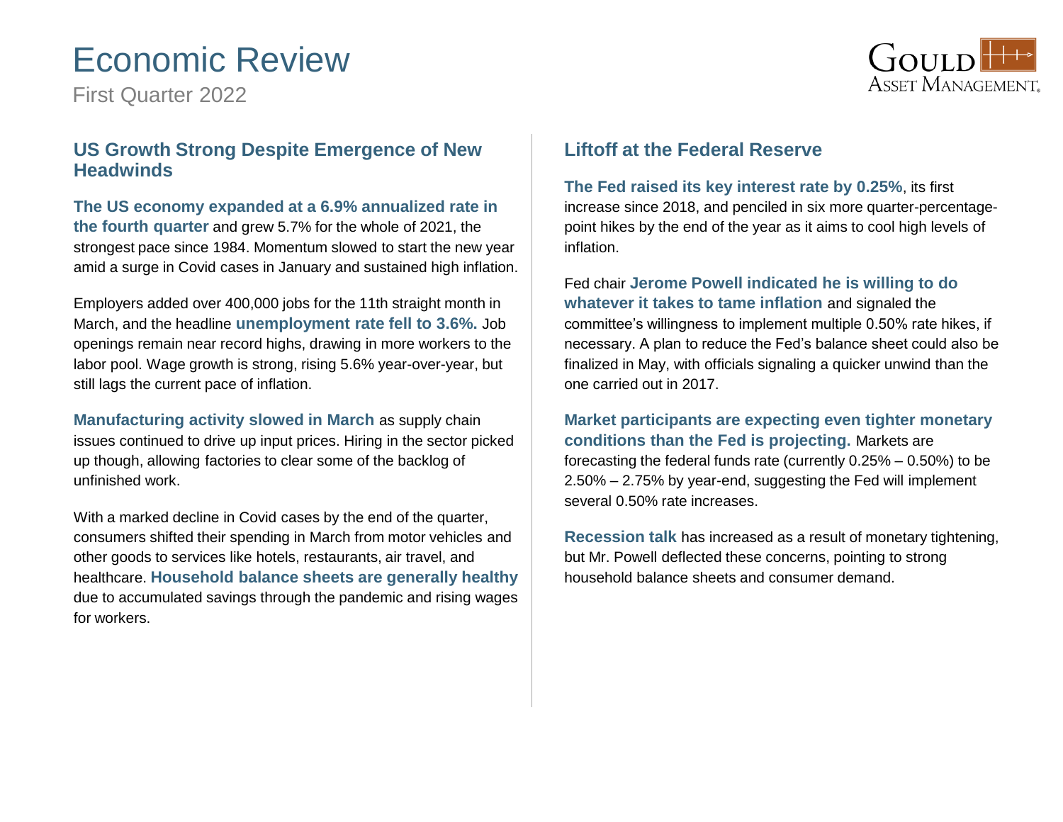# Economic Review

First Quarter 2022

## US Growth Strong Despite Emergence of New Headwinds

**The US economy expanded at a 6.9% annualized rate in the fourth quarter** and grew 5.7% for the whole of 2021, the strongest pace since 1984. Momentum slowed to start the new year amid a surge in Covid cases in January and sustained high inflation.

Employers added over 400,000 jobs for the 11th straight month in March, and the headline **unemployment rate fell to 3.6%.** Job openings remain near record highs, drawing in more workers to the labor pool. Wage growth is strong, rising 5.6% year-over-year, but still lags the current pace of inflation.

**Manufacturing activity slowed in March** as supply chain issues continued to drive up input prices. Hiring in the sector picked up though, allowing factories to clear some of the backlog of unfinished work.

With a marked decline in Covid cases by the end of the quarter, consumers shifted their spending in March from motor vehicles and other goods to services like hotels, restaurants, air travel, and healthcare. **Household balance sheets are generally healthy** due to accumulated savings through the pandemic and rising wages for workers.

## Liftoff at the Federal Reserve

**The Fed raised its key interest rate by 0.25%**, its first increase since 2018, and penciled in six more quarter-percentage-point hikes by the end of the year as it aims to cool high levels of inflation.

Fed chair **Jerome Powell indicated he is willing to do whatever it takes to tame inflation** and signaled the committee's willingness to implement multiple 0.50% rate hikes, if necessary. A plan to reduce the Fed's balance sheet could also be finalized in May, with officials signaling a quicker unwind than the one carried out in 2017.

**Market participants are expecting even tighter monetary conditions than the Fed is projecting.** Markets are forecasting the federal funds rate (currently 0.25% – 0.50%) to be 2.50% – 2.75% by year-end, suggesting the Fed will implement several 0.50% rate increases.

**Recession talk** has increased as a result of monetary tightening, but Mr. Powell deflected these concerns, pointing to strong household balance sheets and consumer demand.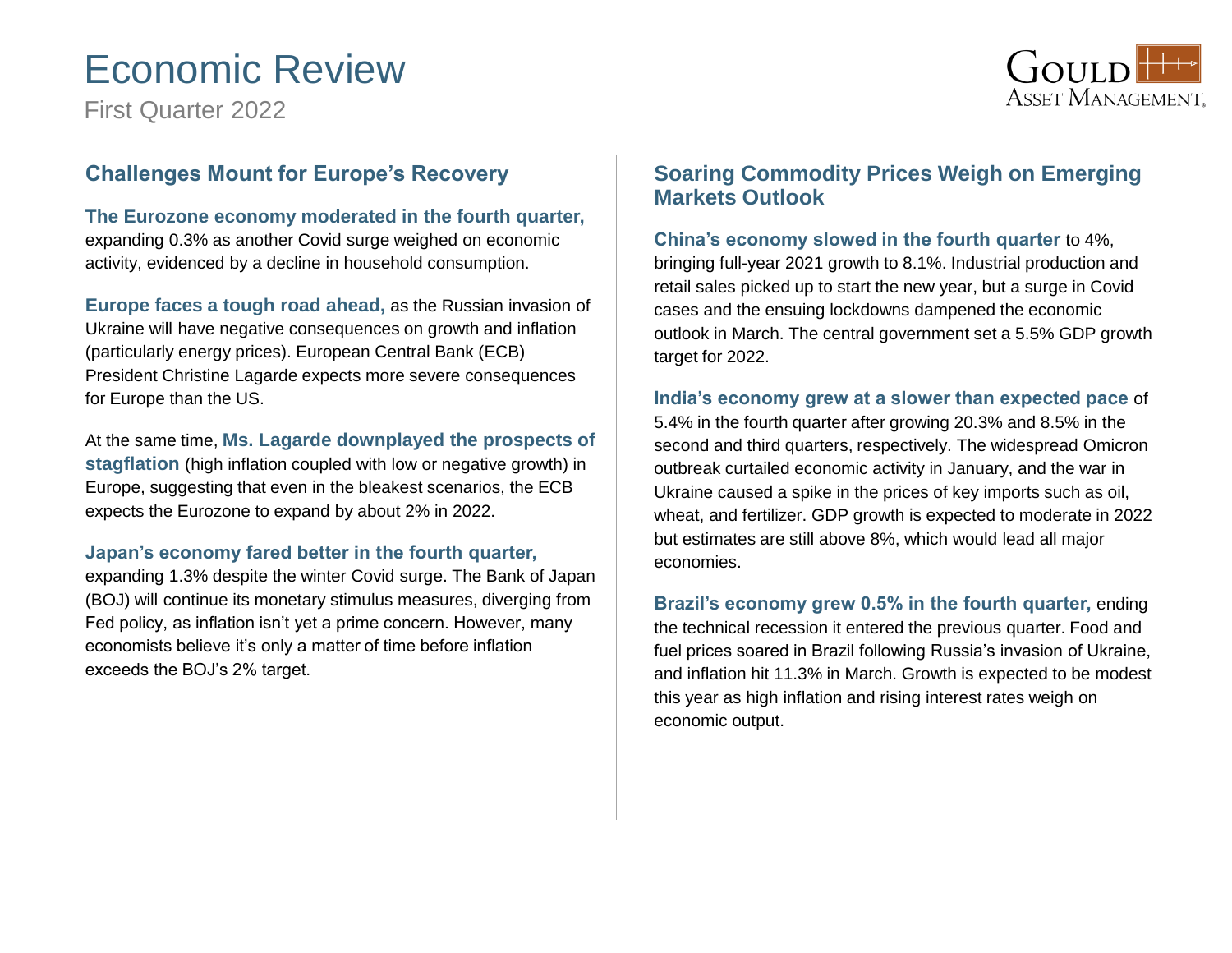# Economic Review

First Quarter 2022

## Challenges Mount for Europe's Recovery

**The Eurozone economy moderated in the fourth quarter,** expanding 0.3% as another Covid surge weighed on economic activity, evidenced by a decline in household consumption.

**Europe faces a tough road ahead,** as the Russian invasion of Ukraine will have negative consequences on growth and inflation (particularly energy prices). European Central Bank (ECB) President Christine Lagarde expects more severe consequences for Europe than the US.

At the same time, **Ms. Lagarde downplayed the prospects of stagflation** (high inflation coupled with low or negative growth) in Europe, suggesting that even in the bleakest scenarios, the ECB expects the Eurozone to expand by about 2% in 2022.

**Japan's economy fared better in the fourth quarter,** expanding 1.3% despite the winter Covid surge. The Bank of Japan (BOJ) will continue its monetary stimulus measures, diverging from Fed policy, as inflation isn't yet a prime concern. However, many economists believe it's only a matter of time before inflation exceeds the BOJ's 2% target.

## Soaring Commodity Prices Weigh on Emerging Markets Outlook

**China's economy slowed in the fourth quarter** to 4%, bringing full-year 2021 growth to 8.1%. Industrial production and retail sales picked up to start the new year, but a surge in Covid cases and the ensuing lockdowns dampened the economic outlook in March. The central government set a 5.5% GDP growth target for 2022.

**India's economy grew at a slower than expected pace** of 5.4% in the fourth quarter after growing 20.3% and 8.5% in the second and third quarters, respectively. The widespread Omicron outbreak curtailed economic activity in January, and the war in Ukraine caused a spike in the prices of key imports such as oil, wheat, and fertilizer. GDP growth is expected to moderate in 2022 but estimates are still above 8%, which would lead all major economies.

**Brazil's economy grew 0.5% in the fourth quarter,** ending the technical recession it entered the previous quarter. Food and fuel prices soared in Brazil following Russia's invasion of Ukraine, and inflation hit 11.3% in March. Growth is expected to be modest this year as high inflation and rising interest rates weigh on economic output.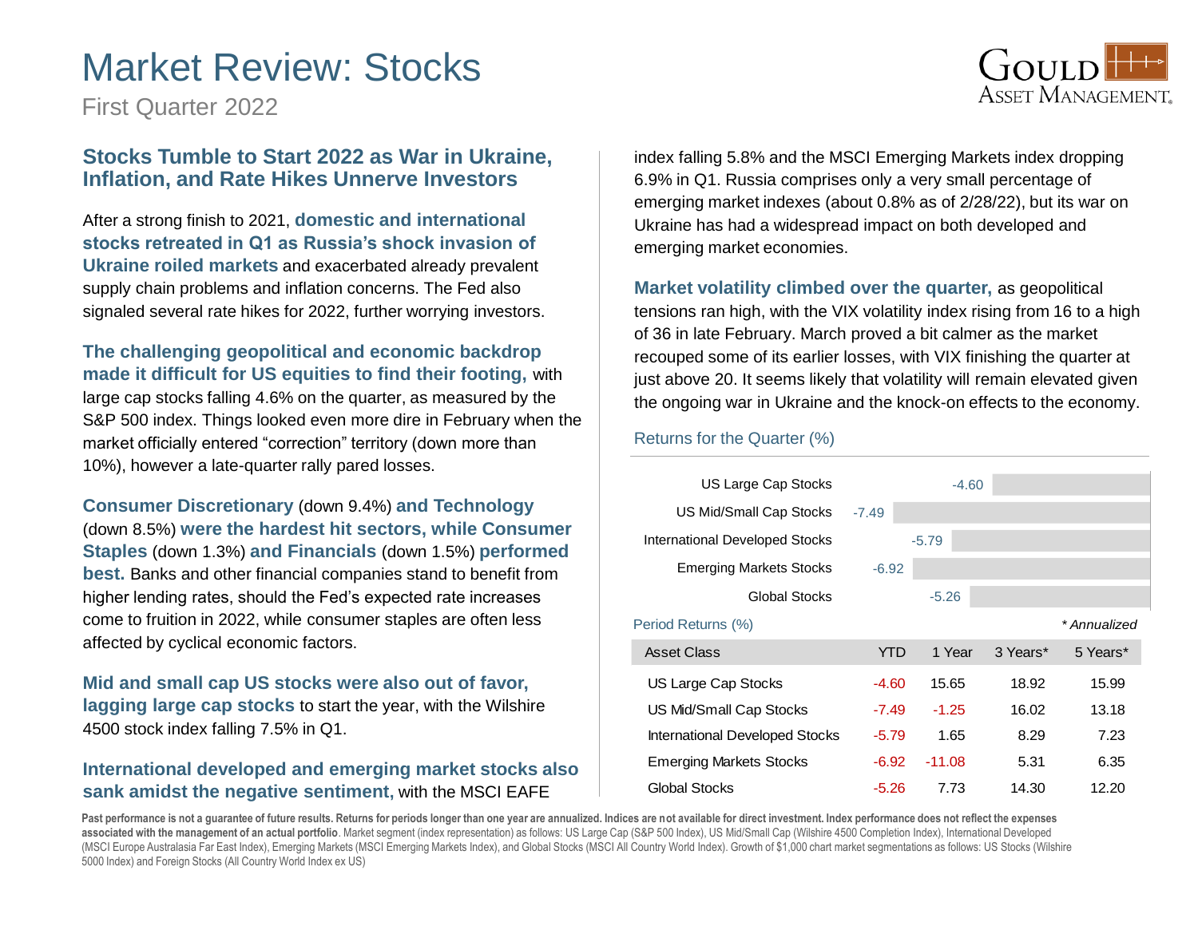# Market Review: Stocks

First Quarter 2022

## Stocks Tumble to Start 2022 as War in Ukraine, Inflation, and Rate Hikes Unnerve Investors

After a strong finish to 2021, **domestic and international stocks retreated in Q1 as Russia's shock invasion of Ukraine roiled markets** and exacerbated already prevalent supply chain problems and inflation concerns. The Fed also signaled several rate hikes for 2022, further worrying investors.

**The challenging geopolitical and economic backdrop made it difficult for US equities to find their footing,** with large cap stocks falling 4.6% on the quarter, as measured by the S&P 500 index. Things looked even more dire in February when the market officially entered "correction" territory (down more than 10%), however a late-quarter rally pared losses.

**Consumer Discretionary** (down 9.4%) **and Technology** (down 8.5%) **were the hardest hit sectors, while Consumer Staples** (down 1.3%) **and Financials** (down 1.5%) **performed best.** Banks and other financial companies stand to benefit from higher lending rates, should the Fed's expected rate increases come to fruition in 2022, while consumer staples are often less affected by cyclical economic factors.

**Mid and small cap US stocks were also out of favor, lagging large cap stocks** to start the year, with the Wilshire 4500 stock index falling 7.5% in Q1.

**International developed and emerging market stocks also sank amidst the negative sentiment,** with the MSCI EAFE index falling 5.8% and the MSCI Emerging Markets index dropping 6.9% in Q1. Russia comprises only a very small percentage of emerging market indexes (about 0.8% as of 2/28/22), but its war on Ukraine has had a widespread impact on both developed and emerging market economies.

**Market volatility climbed over the quarter,** as geopolitical tensions ran high, with the VIX volatility index rising from 16 to a high of 36 in late February. March proved a bit calmer as the market recouped some of its earlier losses, with VIX finishing the quarter at just above 20. It seems likely that volatility will remain elevated given the ongoing war in Ukraine and the knock-on effects to the economy.

### Returns for the Quarter (%)

| Asset Class | Return |
|---|---|
| US Large Cap Stocks | -4.60 |
| US Mid/Small Cap Stocks | -7.49 |
| International Developed Stocks | -5.79 |
| Emerging Markets Stocks | -6.92 |
| Global Stocks | -5.26 |

### Period Returns (%)

*\* Annualized*

| Asset Class | YTD | 1 Year | 3 Years* | 5 Years* |
|---|---|---|---|---|
| US Large Cap Stocks | -4.60 | 15.65 | 18.92 | 15.99 |
| US Mid/Small Cap Stocks | -7.49 | -1.25 | 16.02 | 13.18 |
| International Developed Stocks | -5.79 | 1.65 | 8.29 | 7.23 |
| Emerging Markets Stocks | -6.92 | -11.08 | 5.31 | 6.35 |
| Global Stocks | -5.26 | 7.73 | 14.30 | 12.20 |

**Past performance is not a guarantee of future results. Returns for periods longer than one year are annualized. Indices are not available for direct investment. Index performance does not reflect the expenses associated with the management of an actual portfolio**. Market segment (index representation) as follows: US Large Cap (S&P 500 Index), US Mid/Small Cap (Wilshire 4500 Completion Index), International Developed (MSCI Europe Australasia Far East Index), Emerging Markets (MSCI Emerging Markets Index), and Global Stocks (MSCI All Country World Index). Growth of $1,000 chart market segmentations as follows: US Stocks (Wilshire 5000 Index) and Foreign Stocks (All Country World Index ex US)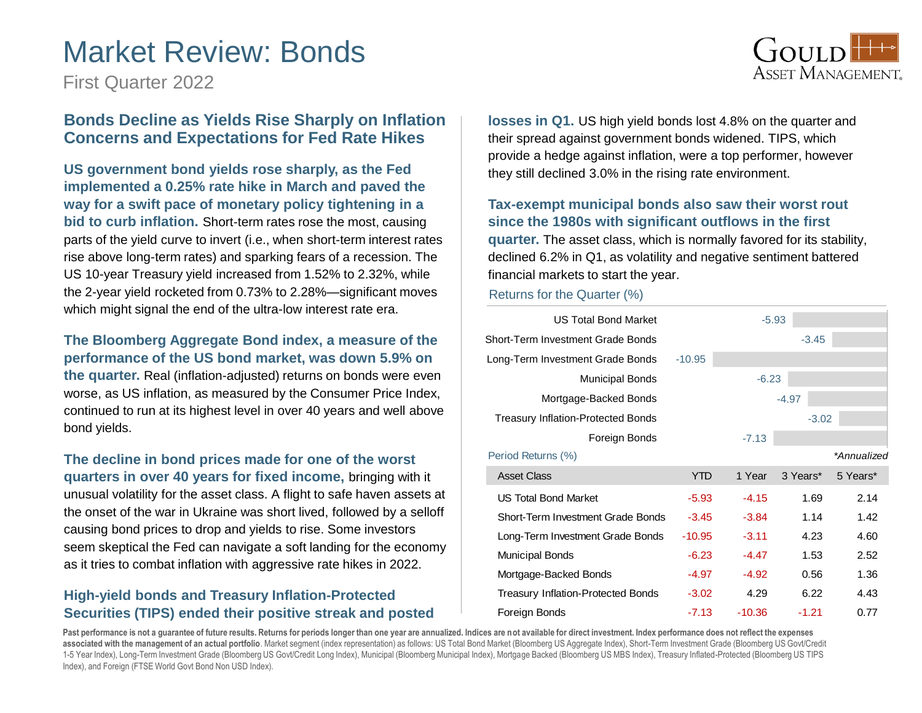# Market Review: Bonds

First Quarter 2022

GOULD ASSET MANAGEMENT

## Bonds Decline as Yields Rise Sharply on Inflation Concerns and Expectations for Fed Rate Hikes

**US government bond yields rose sharply, as the Fed implemented a 0.25% rate hike in March and paved the way for a swift pace of monetary policy tightening in a bid to curb inflation.** Short-term rates rose the most, causing parts of the yield curve to invert (i.e., when short-term interest rates rise above long-term rates) and sparking fears of a recession. The US 10-year Treasury yield increased from 1.52% to 2.32%, while the 2-year yield rocketed from 0.73% to 2.28%—significant moves which might signal the end of the ultra-low interest rate era.

**The Bloomberg Aggregate Bond index, a measure of the performance of the US bond market, was down 5.9% on the quarter.** Real (inflation-adjusted) returns on bonds were even worse, as US inflation, as measured by the Consumer Price Index, continued to run at its highest level in over 40 years and well above bond yields.

**The decline in bond prices made for one of the worst quarters in over 40 years for fixed income,** bringing with it unusual volatility for the asset class. A flight to safe haven assets at the onset of the war in Ukraine was short lived, followed by a selloff causing bond prices to drop and yields to rise. Some investors seem skeptical the Fed can navigate a soft landing for the economy as it tries to combat inflation with aggressive rate hikes in 2022.

**High-yield bonds and Treasury Inflation-Protected Securities (TIPS) ended their positive streak and posted losses in Q1.** US high yield bonds lost 4.8% on the quarter and their spread against government bonds widened. TIPS, which provide a hedge against inflation, were a top performer, however they still declined 3.0% in the rising rate environment.

**Tax-exempt municipal bonds also saw their worst rout since the 1980s with significant outflows in the first quarter.** The asset class, which is normally favored for its stability, declined 6.2% in Q1, as volatility and negative sentiment battered financial markets to start the year.

### Returns for the Quarter (%)

| Asset Class | Return |
|---|---|
| US Total Bond Market | -5.93 |
| Short-Term Investment Grade Bonds | -3.45 |
| Long-Term Investment Grade Bonds | -10.95 |
| Municipal Bonds | -6.23 |
| Mortgage-Backed Bonds | -4.97 |
| Treasury Inflation-Protected Bonds | -3.02 |
| Foreign Bonds | -7.13 |

### Period Returns (%)

*Annualized

| Asset Class | YTD | 1 Year | 3 Years* | 5 Years* |
|---|---|---|---|---|
| US Total Bond Market | -5.93 | -4.15 | 1.69 | 2.14 |
| Short-Term Investment Grade Bonds | -3.45 | -3.84 | 1.14 | 1.42 |
| Long-Term Investment Grade Bonds | -10.95 | -3.11 | 4.23 | 4.60 |
| Municipal Bonds | -6.23 | -4.47 | 1.53 | 2.52 |
| Mortgage-Backed Bonds | -4.97 | -4.92 | 0.56 | 1.36 |
| Treasury Inflation-Protected Bonds | -3.02 | 4.29 | 6.22 | 4.43 |
| Foreign Bonds | -7.13 | -10.36 | -1.21 | 0.77 |

**Past performance is not a guarantee of future results. Returns for periods longer than one year are annualized. Indices are not available for direct investment. Index performance does not reflect the expenses associated with the management of an actual portfolio**. Market segment (index representation) as follows: US Total Bond Market (Bloomberg US Aggregate Index), Short-Term Investment Grade (Bloomberg US Govt/Credit 1-5 Year Index), Long-Term Investment Grade (Bloomberg US Govt/Credit Long Index), Municipal (Bloomberg Municipal Index), Mortgage Backed (Bloomberg US MBS Index), Treasury Inflated-Protected (Bloomberg US TIPS Index), and Foreign (FTSE World Govt Bond Non USD Index).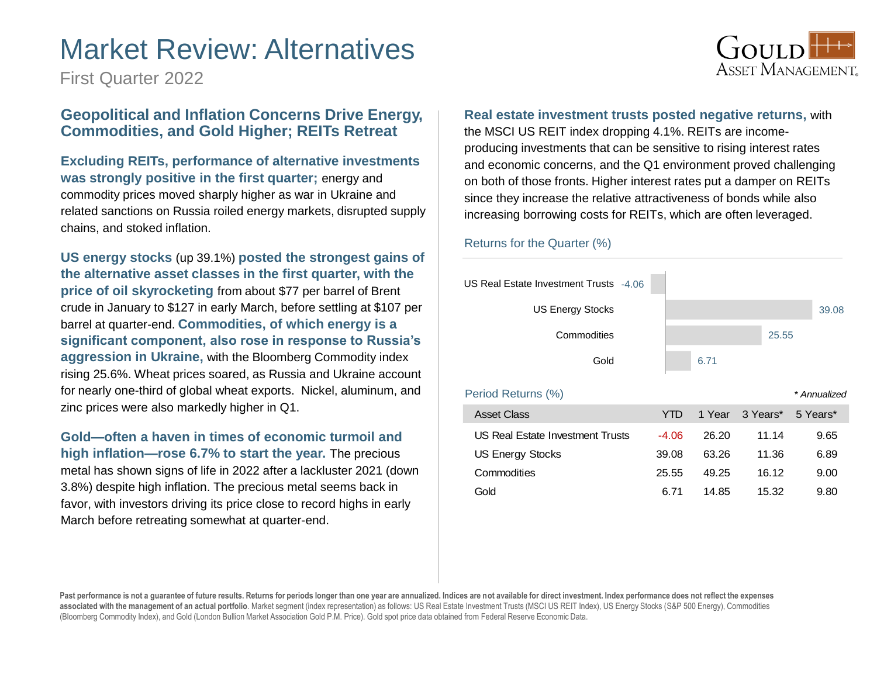# Market Review: Alternatives

First Quarter 2022

## Geopolitical and Inflation Concerns Drive Energy, Commodities, and Gold Higher; REITs Retreat

**Excluding REITs, performance of alternative investments was strongly positive in the first quarter;** energy and commodity prices moved sharply higher as war in Ukraine and related sanctions on Russia roiled energy markets, disrupted supply chains, and stoked inflation.

**US energy stocks** (up 39.1%) **posted the strongest gains of the alternative asset classes in the first quarter, with the price of oil skyrocketing** from about $77 per barrel of Brent crude in January to $127 in early March, before settling at $107 per barrel at quarter-end. **Commodities, of which energy is a significant component, also rose in response to Russia's aggression in Ukraine,** with the Bloomberg Commodity index rising 25.6%. Wheat prices soared, as Russia and Ukraine account for nearly one-third of global wheat exports. Nickel, aluminum, and zinc prices were also markedly higher in Q1.

**Gold—often a haven in times of economic turmoil and high inflation—rose 6.7% to start the year.** The precious metal has shown signs of life in 2022 after a lackluster 2021 (down 3.8%) despite high inflation. The precious metal seems back in favor, with investors driving its price close to record highs in early March before retreating somewhat at quarter-end.

**Real estate investment trusts posted negative returns,** with the MSCI US REIT index dropping 4.1%. REITs are income-producing investments that can be sensitive to rising interest rates and economic concerns, and the Q1 environment proved challenging on both of those fronts. Higher interest rates put a damper on REITs since they increase the relative attractiveness of bonds while also increasing borrowing costs for REITs, which are often leveraged.

### Returns for the Quarter (%)

| Asset Class | Return (%) |
|---|---|
| US Real Estate Investment Trusts | -4.06 |
| US Energy Stocks | 39.08 |
| Commodities | 25.55 |
| Gold | 6.71 |

### Period Returns (%)

*\* Annualized*

| Asset Class | YTD | 1 Year | 3 Years* | 5 Years* |
|---|---|---|---|---|
| US Real Estate Investment Trusts | -4.06 | 26.20 | 11.14 | 9.65 |
| US Energy Stocks | 39.08 | 63.26 | 11.36 | 6.89 |
| Commodities | 25.55 | 49.25 | 16.12 | 9.00 |
| Gold | 6.71 | 14.85 | 15.32 | 9.80 |

**Past performance is not a guarantee of future results. Returns for periods longer than one year are annualized. Indices are not available for direct investment. Index performance does not reflect the expenses associated with the management of an actual portfolio**. Market segment (index representation) as follows: US Real Estate Investment Trusts (MSCI US REIT Index), US Energy Stocks (S&P 500 Energy), Commodities (Bloomberg Commodity Index), and Gold (London Bullion Market Association Gold P.M. Price). Gold spot price data obtained from Federal Reserve Economic Data.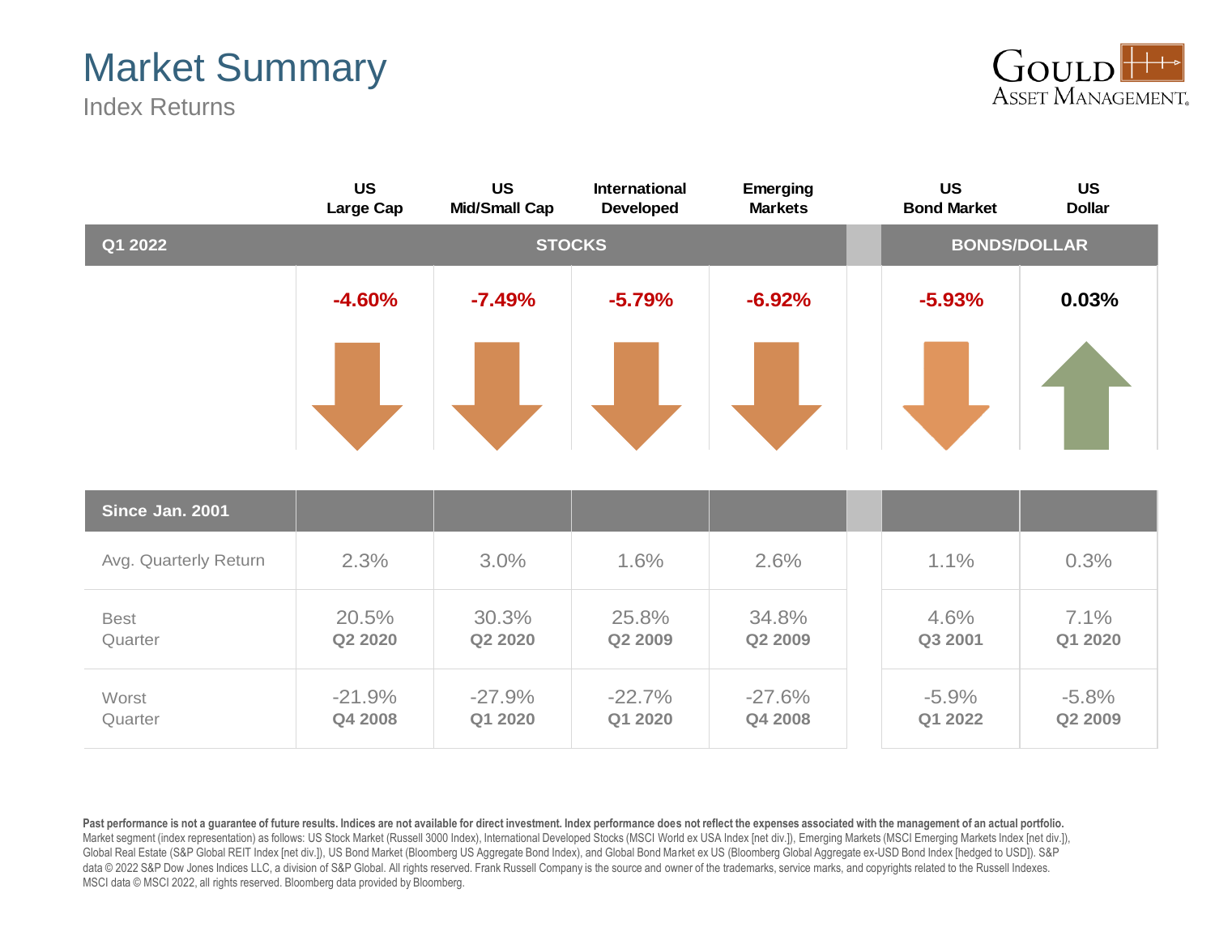# Market Summary

## Index Returns

| | US Large Cap | US Mid/Small Cap | International Developed | Emerging Markets | US Bond Market | US Dollar |
|---|---|---|---|---|---|---|
| **Q1 2022** | **STOCKS** | | | | **BONDS/DOLLAR** | |
| | -4.60% | -7.49% | -5.79% | -6.92% | -5.93% | 0.03% |
| **Since Jan. 2001** | | | | | | |
| Avg. Quarterly Return | 2.3% | 3.0% | 1.6% | 2.6% | 1.1% | 0.3% |
| Best Quarter | 20.5% **Q2 2020** | 30.3% **Q2 2020** | 25.8% **Q2 2009** | 34.8% **Q2 2009** | 4.6% **Q3 2001** | 7.1% **Q1 2020** |
| Worst Quarter | -21.9% **Q4 2008** | -27.9% **Q1 2020** | -22.7% **Q1 2020** | -27.6% **Q4 2008** | -5.9% **Q1 2022** | -5.8% **Q2 2009** |

**Past performance is not a guarantee of future results. Indices are not available for direct investment. Index performance does not reflect the expenses associated with the management of an actual portfolio.**
Market segment (index representation) as follows: US Stock Market (Russell 3000 Index), International Developed Stocks (MSCI World ex USA Index [net div.]), Emerging Markets (MSCI Emerging Markets Index [net div.]), Global Real Estate (S&P Global REIT Index [net div.]), US Bond Market (Bloomberg US Aggregate Bond Index), and Global Bond Market ex US (Bloomberg Global Aggregate ex-USD Bond Index [hedged to USD]). S&P data © 2022 S&P Dow Jones Indices LLC, a division of S&P Global. All rights reserved. Frank Russell Company is the source and owner of the trademarks, service marks, and copyrights related to the Russell Indexes. MSCI data © MSCI 2022, all rights reserved. Bloomberg data provided by Bloomberg.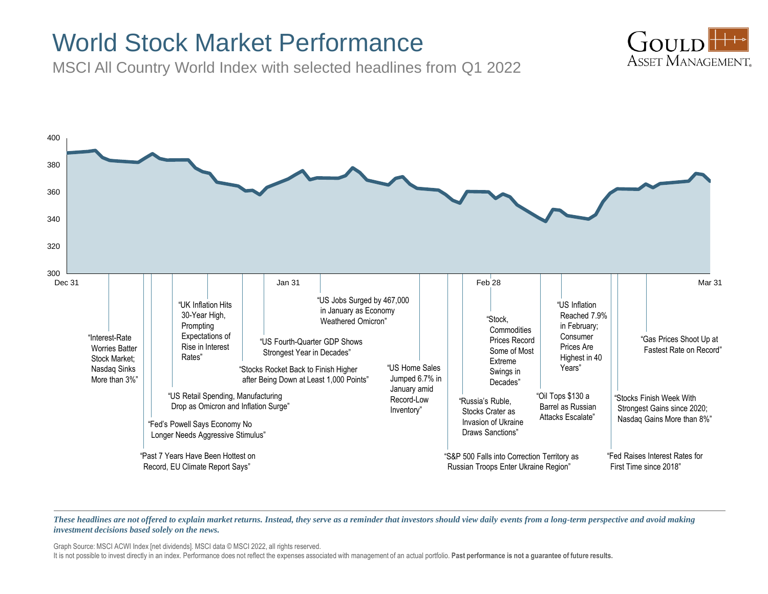# World Stock Market Performance

MSCI All Country World Index with selected headlines from Q1 2022

GOULD ASSET MANAGEMENT

400
380
360
340
320
300

Dec 31 | Jan 31 | Feb 28 | Mar 31

"Interest-Rate Worries Batter Stock Market; Nasdaq Sinks More than 3%"

"Past 7 Years Have Been Hottest on Record, EU Climate Report Says"

"Fed's Powell Says Economy No Longer Needs Aggressive Stimulus"

"US Retail Spending, Manufacturing Drop as Omicron and Inflation Surge"

"UK Inflation Hits 30-Year High, Prompting Expectations of Rise in Interest Rates"

"Stocks Rocket Back to Finish Higher after Being Down at Least 1,000 Points"

"US Fourth-Quarter GDP Shows Strongest Year in Decades"

"US Jobs Surged by 467,000 in January as Economy Weathered Omicron"

"US Home Sales Jumped 6.7% in January amid Record-Low Inventory"

"S&P 500 Falls into Correction Territory as Russian Troops Enter Ukraine Region"

"Russia's Ruble, Stocks Crater as Invasion of Ukraine Draws Sanctions"

"Stock, Commodities Prices Record Some of Most Extreme Swings in Decades"

"Oil Tops $130 a Barrel as Russian Attacks Escalate"

"US Inflation Reached 7.9% in February; Consumer Prices Are Highest in 40 Years"

"Fed Raises Interest Rates for First Time since 2018"

"Stocks Finish Week With Strongest Gains since 2020; Nasdaq Gains More than 8%"

"Gas Prices Shoot Up at Fastest Rate on Record"

***These headlines are not offered to explain market returns. Instead, they serve as a reminder that investors should view daily events from a long-term perspective and avoid making investment decisions based solely on the news.***

Graph Source: MSCI ACWI Index [net dividends]. MSCI data © MSCI 2022, all rights reserved.

It is not possible to invest directly in an index. Performance does not reflect the expenses associated with management of an actual portfolio. **Past performance is not a guarantee of future results.**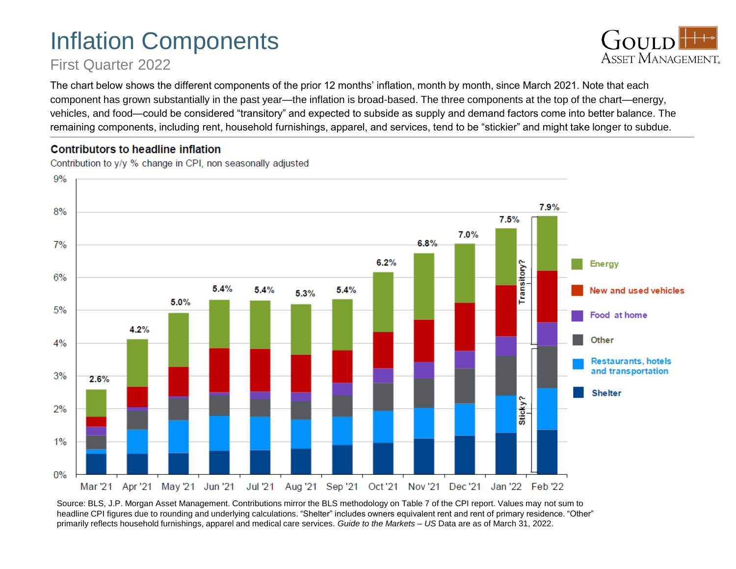# Inflation Components

First Quarter 2022

The chart below shows the different components of the prior 12 months' inflation, month by month, since March 2021. Note that each component has grown substantially in the past year—the inflation is broad-based. The three components at the top of the chart—energy, vehicles, and food—could be considered "transitory" and expected to subside as supply and demand factors come into better balance. The remaining components, including rent, household furnishings, apparel, and services, tend to be "stickier" and might take longer to subdue.

**Contributors to headline inflation**

Contribution to y/y % change in CPI, non seasonally adjusted

| Month | Headline CPI (y/y) |
|---|---|
| Mar '21 | 2.6% |
| Apr '21 | 4.2% |
| May '21 | 5.0% |
| Jun '21 | 5.4% |
| Jul '21 | 5.4% |
| Aug '21 | 5.3% |
| Sep '21 | 5.4% |
| Oct '21 | 6.2% |
| Nov '21 | 6.8% |
| Dec '21 | 7.0% |
| Jan '22 | 7.5% |
| Feb '22 | 7.9% |

Components (top to bottom): Energy, New and used vehicles, Food at home (Transitory?); Other, Restaurants, hotels and transportation, Shelter (Sticky?)

Source: BLS, J.P. Morgan Asset Management. Contributions mirror the BLS methodology on Table 7 of the CPI report. Values may not sum to headline CPI figures due to rounding and underlying calculations. "Shelter" includes owners equivalent rent and rent of primary residence. "Other" primarily reflects household furnishings, apparel and medical care services. *Guide to the Markets – US* Data are as of March 31, 2022.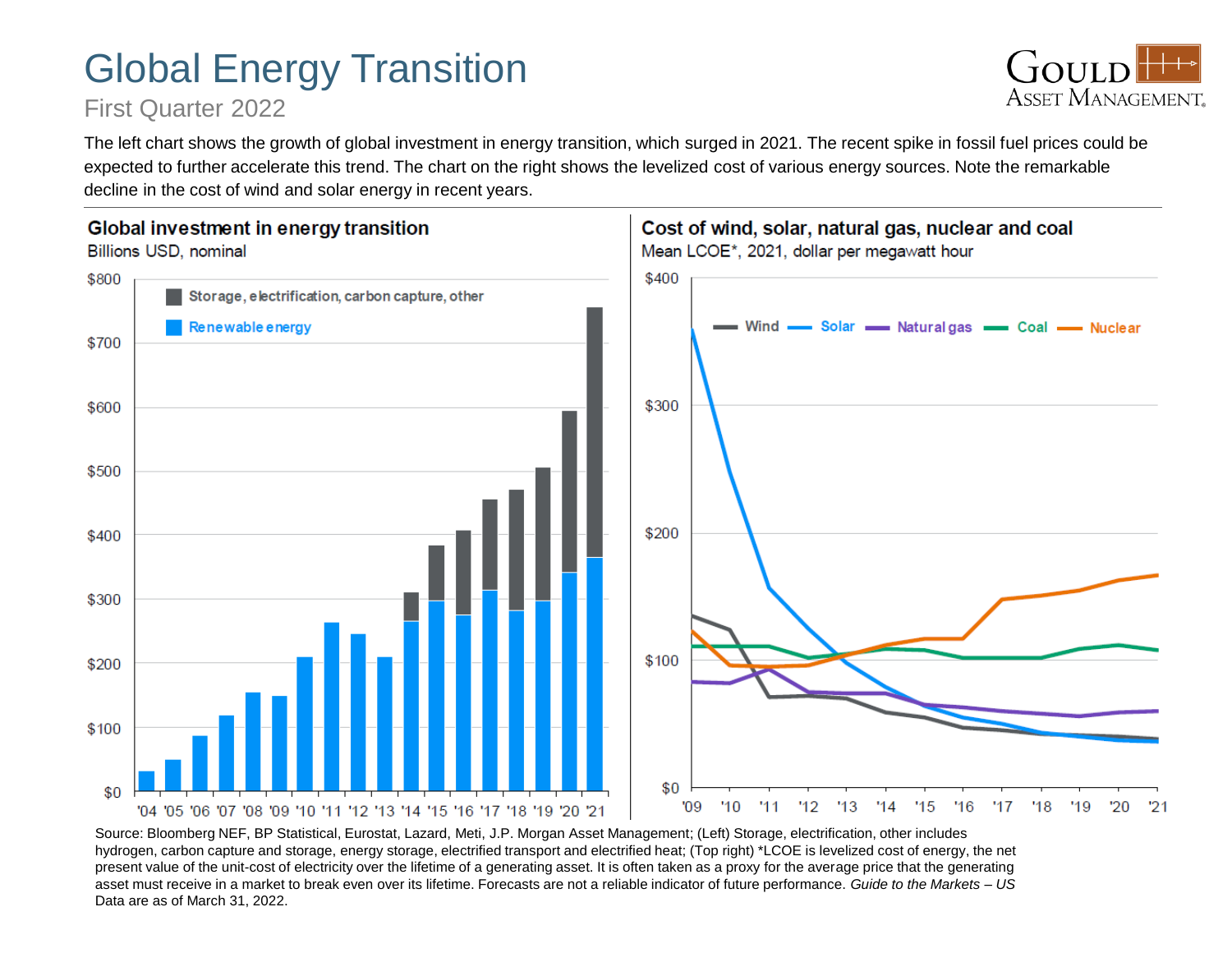# Global Energy Transition

First Quarter 2022

The left chart shows the growth of global investment in energy transition, which surged in 2021. The recent spike in fossil fuel prices could be expected to further accelerate this trend. The chart on the right shows the levelized cost of various energy sources. Note the remarkable decline in the cost of wind and solar energy in recent years.

### Global investment in energy transition

Billions USD, nominal

Storage, electrification, carbon capture, other

Renewable energy

$800 $700 $600 $500 $400 $300 $200 $100 $0

'04 '05 '06 '07 '08 '09 '10 '11 '12 '13 '14 '15 '16 '17 '18 '19 '20 '21

### Cost of wind, solar, natural gas, nuclear and coal

Mean LCOE*, 2021, dollar per megawatt hour

Wind · Solar · Natural gas · Coal · Nuclear

$400 $300 $200 $100 $0

'09 '10 '11 '12 '13 '14 '15 '16 '17 '18 '19 '20 '21

Source: Bloomberg NEF, BP Statistical, Eurostat, Lazard, Meti, J.P. Morgan Asset Management; (Left) Storage, electrification, other includes hydrogen, carbon capture and storage, energy storage, electrified transport and electrified heat; (Top right) *LCOE is levelized cost of energy, the net present value of the unit-cost of electricity over the lifetime of a generating asset. It is often taken as a proxy for the average price that the generating asset must receive in a market to break even over its lifetime. Forecasts are not a reliable indicator of future performance. *Guide to the Markets – US* Data are as of March 31, 2022.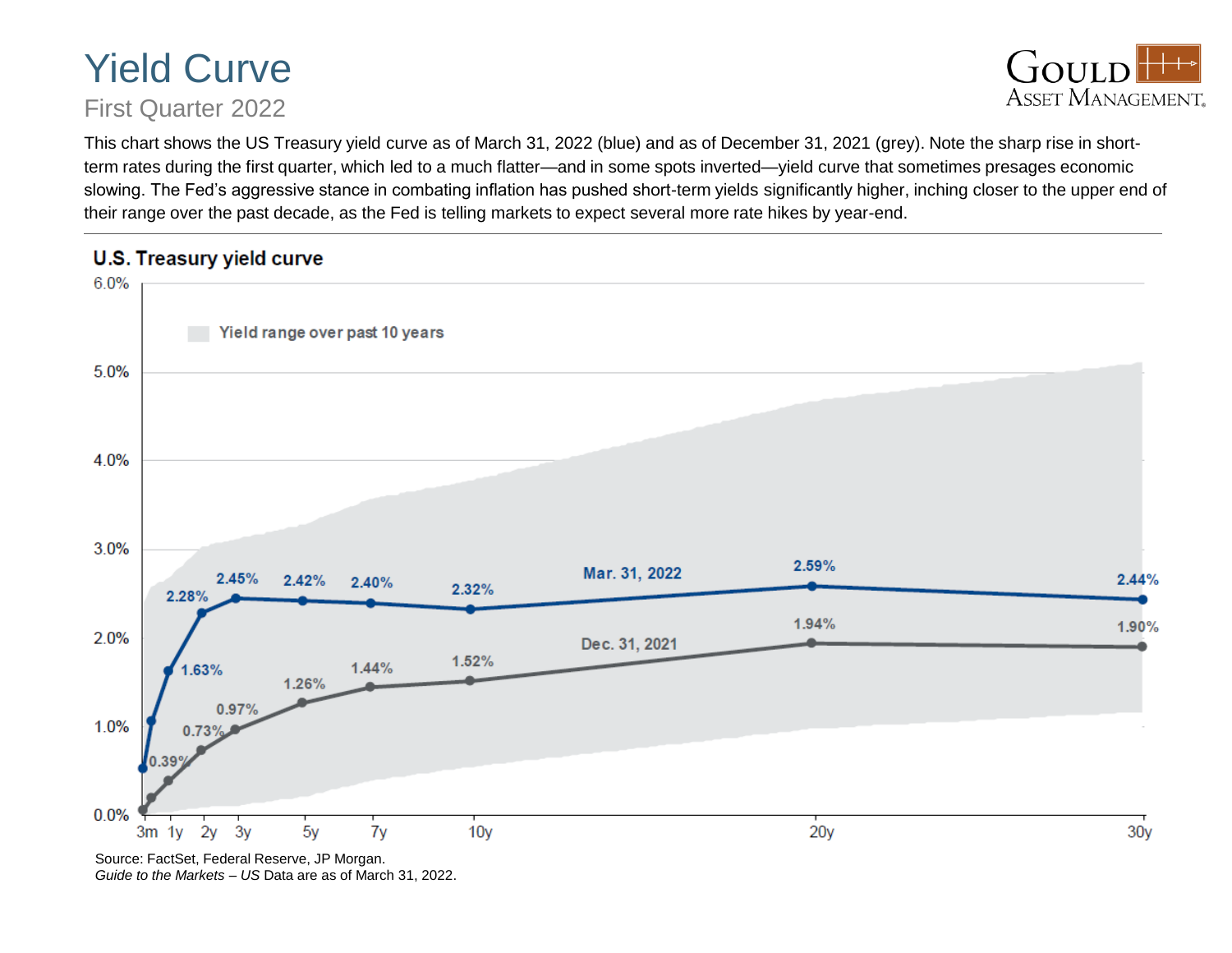# Yield Curve

First Quarter 2022

This chart shows the US Treasury yield curve as of March 31, 2022 (blue) and as of December 31, 2021 (grey). Note the sharp rise in short-term rates during the first quarter, which led to a much flatter—and in some spots inverted—yield curve that sometimes presages economic slowing. The Fed's aggressive stance in combating inflation has pushed short-term yields significantly higher, inching closer to the upper end of their range over the past decade, as the Fed is telling markets to expect several more rate hikes by year-end.

**U.S. Treasury yield curve**

Yield range over past 10 years

6.0%
5.0%
4.0%
3.0%
2.0%
1.0%
0.0%

Mar. 31, 2022
1.63%
2.28%
2.45%
2.42%
2.40%
2.32%
2.59%
2.44%

Dec. 31, 2021
0.39%
0.73%
0.97%
1.26%
1.44%
1.52%
1.94%
1.90%

3m 1y 2y 3y 5y 7y 10y 20y 30y

Source: FactSet, Federal Reserve, JP Morgan.
*Guide to the Markets – US* Data are as of March 31, 2022.